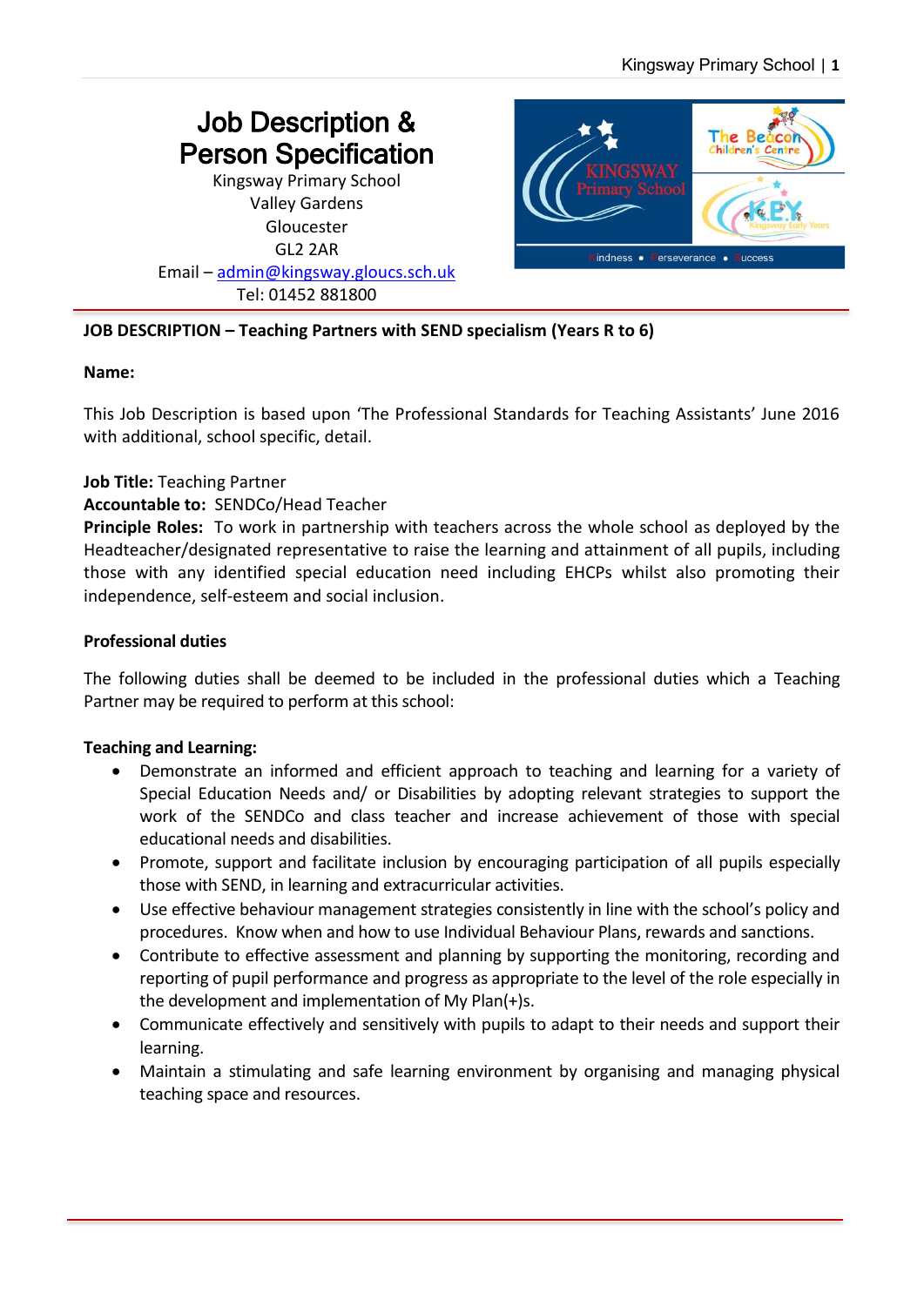# Job Description & Person Specification

Kingsway Primary School
Valley Gardens
Gloucester
GL2 2AR
Email – admin@kingsway.gloucs.sch.uk
Tel: 01452 881800

**JOB DESCRIPTION – Teaching Partners with SEND specialism (Years R to 6)**

**Name:**

This Job Description is based upon 'The Professional Standards for Teaching Assistants' June 2016 with additional, school specific, detail.

**Job Title:** Teaching Partner
**Accountable to:** SENDCo/Head Teacher
**Principle Roles:** To work in partnership with teachers across the whole school as deployed by the Headteacher/designated representative to raise the learning and attainment of all pupils, including those with any identified special education need including EHCPs whilst also promoting their independence, self-esteem and social inclusion.

**Professional duties**

The following duties shall be deemed to be included in the professional duties which a Teaching Partner may be required to perform at this school:

**Teaching and Learning:**

- Demonstrate an informed and efficient approach to teaching and learning for a variety of Special Education Needs and/ or Disabilities by adopting relevant strategies to support the work of the SENDCo and class teacher and increase achievement of those with special educational needs and disabilities.
- Promote, support and facilitate inclusion by encouraging participation of all pupils especially those with SEND, in learning and extracurricular activities.
- Use effective behaviour management strategies consistently in line with the school's policy and procedures. Know when and how to use Individual Behaviour Plans, rewards and sanctions.
- Contribute to effective assessment and planning by supporting the monitoring, recording and reporting of pupil performance and progress as appropriate to the level of the role especially in the development and implementation of My Plan(+)s.
- Communicate effectively and sensitively with pupils to adapt to their needs and support their learning.
- Maintain a stimulating and safe learning environment by organising and managing physical teaching space and resources.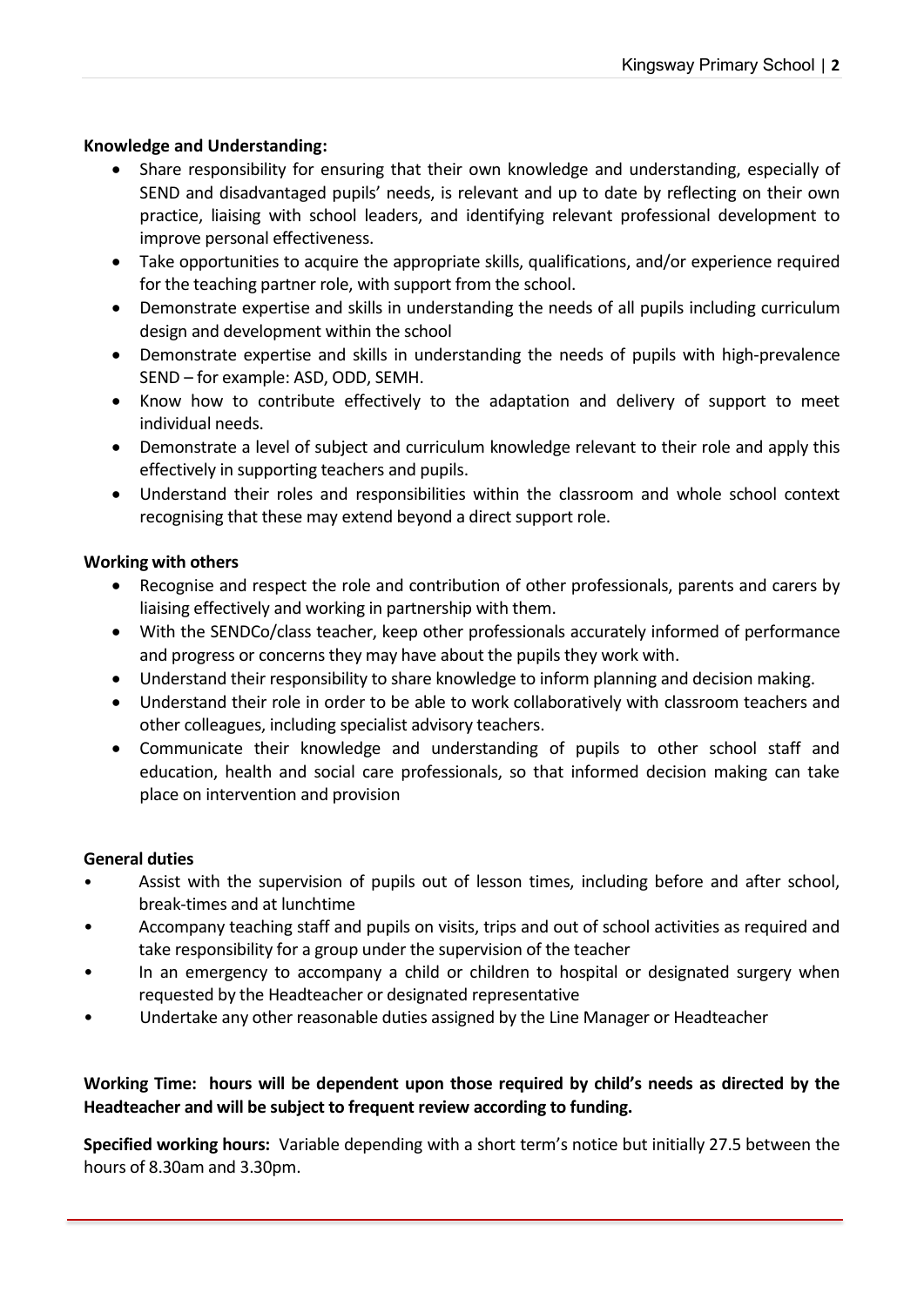**Knowledge and Understanding:**

- Share responsibility for ensuring that their own knowledge and understanding, especially of SEND and disadvantaged pupils' needs, is relevant and up to date by reflecting on their own practice, liaising with school leaders, and identifying relevant professional development to improve personal effectiveness.
- Take opportunities to acquire the appropriate skills, qualifications, and/or experience required for the teaching partner role, with support from the school.
- Demonstrate expertise and skills in understanding the needs of all pupils including curriculum design and development within the school
- Demonstrate expertise and skills in understanding the needs of pupils with high-prevalence SEND – for example: ASD, ODD, SEMH.
- Know how to contribute effectively to the adaptation and delivery of support to meet individual needs.
- Demonstrate a level of subject and curriculum knowledge relevant to their role and apply this effectively in supporting teachers and pupils.
- Understand their roles and responsibilities within the classroom and whole school context recognising that these may extend beyond a direct support role.

**Working with others**

- Recognise and respect the role and contribution of other professionals, parents and carers by liaising effectively and working in partnership with them.
- With the SENDCo/class teacher, keep other professionals accurately informed of performance and progress or concerns they may have about the pupils they work with.
- Understand their responsibility to share knowledge to inform planning and decision making.
- Understand their role in order to be able to work collaboratively with classroom teachers and other colleagues, including specialist advisory teachers.
- Communicate their knowledge and understanding of pupils to other school staff and education, health and social care professionals, so that informed decision making can take place on intervention and provision

**General duties**

- Assist with the supervision of pupils out of lesson times, including before and after school, break-times and at lunchtime
- Accompany teaching staff and pupils on visits, trips and out of school activities as required and take responsibility for a group under the supervision of the teacher
- In an emergency to accompany a child or children to hospital or designated surgery when requested by the Headteacher or designated representative
- Undertake any other reasonable duties assigned by the Line Manager or Headteacher

**Working Time: hours will be dependent upon those required by child's needs as directed by the Headteacher and will be subject to frequent review according to funding.**

**Specified working hours:** Variable depending with a short term's notice but initially 27.5 between the hours of 8.30am and 3.30pm.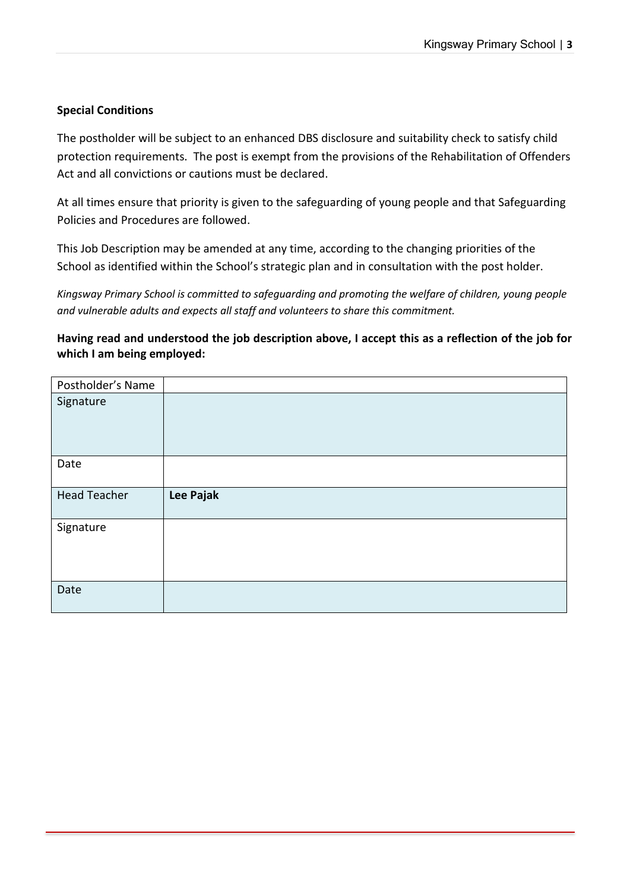**Special Conditions**

The postholder will be subject to an enhanced DBS disclosure and suitability check to satisfy child protection requirements. The post is exempt from the provisions of the Rehabilitation of Offenders Act and all convictions or cautions must be declared.

At all times ensure that priority is given to the safeguarding of young people and that Safeguarding Policies and Procedures are followed.

This Job Description may be amended at any time, according to the changing priorities of the School as identified within the School's strategic plan and in consultation with the post holder.

*Kingsway Primary School is committed to safeguarding and promoting the welfare of children, young people and vulnerable adults and expects all staff and volunteers to share this commitment.*

**Having read and understood the job description above, I accept this as a reflection of the job for which I am being employed:**

| Postholder's Name | |
|---|---|
| Signature | |
| Date | |
| Head Teacher | **Lee Pajak** |
| Signature | |
| Date | |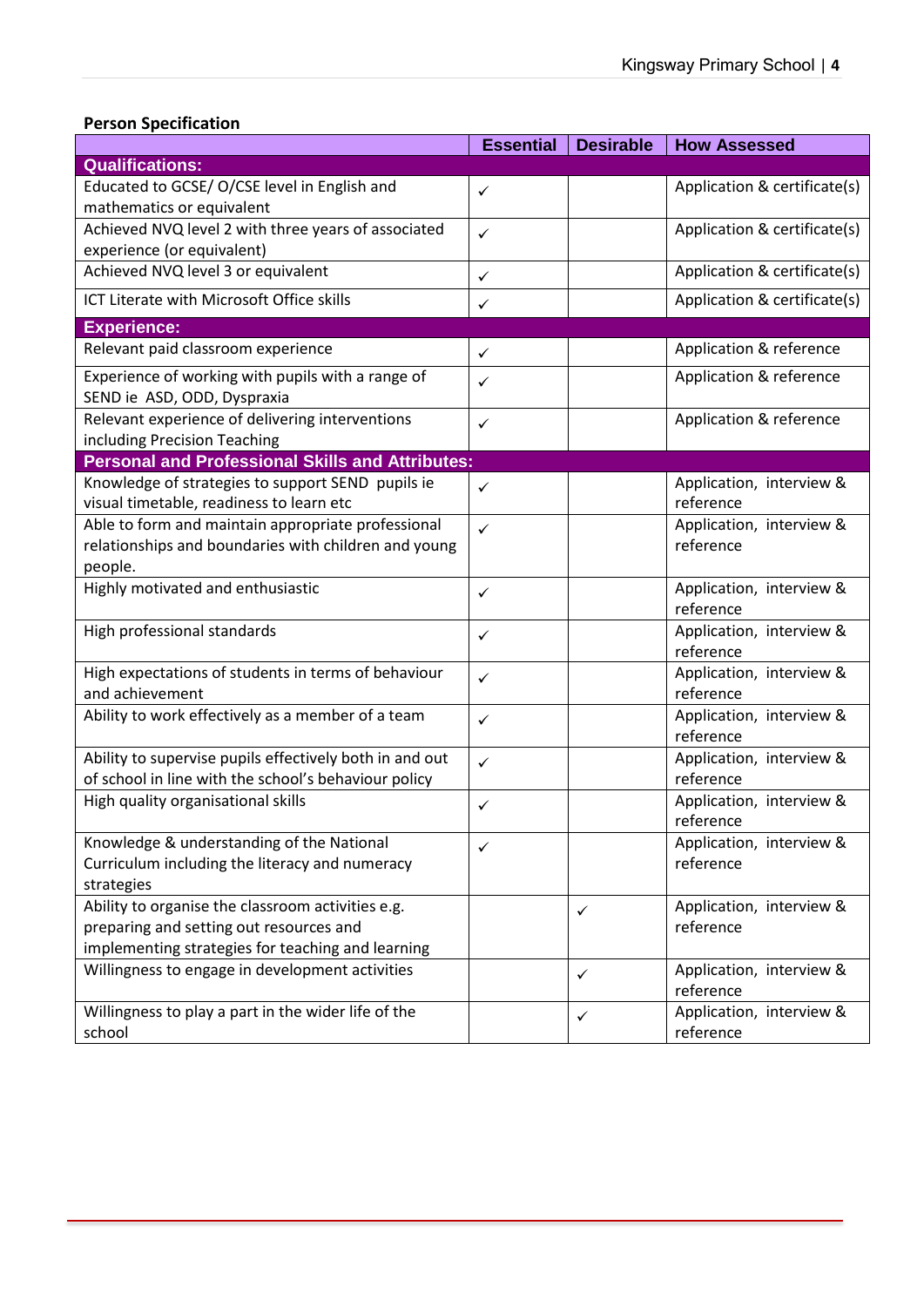**Person Specification**

| | Essential | Desirable | How Assessed |
|---|---|---|---|
| **Qualifications:** | | | |
| Educated to GCSE/ O/CSE level in English and mathematics or equivalent | ✓ | | Application & certificate(s) |
| Achieved NVQ level 2 with three years of associated experience (or equivalent) | ✓ | | Application & certificate(s) |
| Achieved NVQ level 3 or equivalent | ✓ | | Application & certificate(s) |
| ICT Literate with Microsoft Office skills | ✓ | | Application & certificate(s) |
| **Experience:** | | | |
| Relevant paid classroom experience | ✓ | | Application & reference |
| Experience of working with pupils with a range of SEND ie ASD, ODD, Dyspraxia | ✓ | | Application & reference |
| Relevant experience of delivering interventions including Precision Teaching | ✓ | | Application & reference |
| **Personal and Professional Skills and Attributes:** | | | |
| Knowledge of strategies to support SEND pupils ie visual timetable, readiness to learn etc | ✓ | | Application, interview & reference |
| Able to form and maintain appropriate professional relationships and boundaries with children and young people. | ✓ | | Application, interview & reference |
| Highly motivated and enthusiastic | ✓ | | Application, interview & reference |
| High professional standards | ✓ | | Application, interview & reference |
| High expectations of students in terms of behaviour and achievement | ✓ | | Application, interview & reference |
| Ability to work effectively as a member of a team | ✓ | | Application, interview & reference |
| Ability to supervise pupils effectively both in and out of school in line with the school's behaviour policy | ✓ | | Application, interview & reference |
| High quality organisational skills | ✓ | | Application, interview & reference |
| Knowledge & understanding of the National Curriculum including the literacy and numeracy strategies | ✓ | | Application, interview & reference |
| Ability to organise the classroom activities e.g. preparing and setting out resources and implementing strategies for teaching and learning | | ✓ | Application, interview & reference |
| Willingness to engage in development activities | | ✓ | Application, interview & reference |
| Willingness to play a part in the wider life of the school | | ✓ | Application, interview & reference |